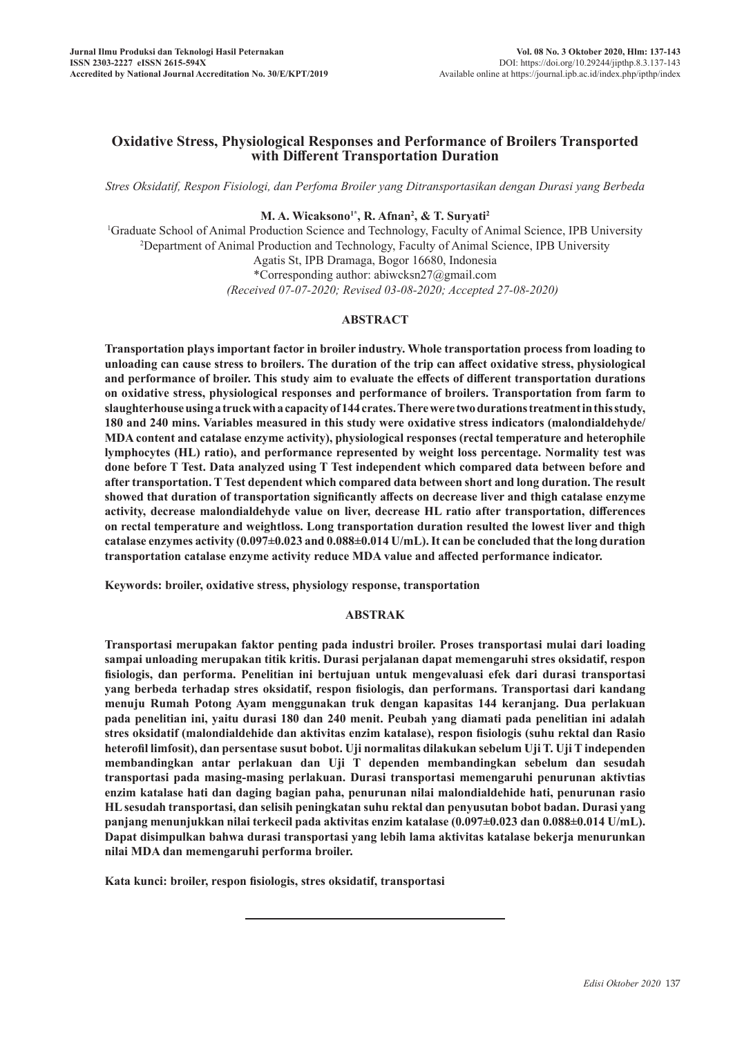# Oxidative Stress, Physiological Responses and Performance of Broilers Transported with Different Transportation Duration

*Stres Oksidatif, Respon Fisiologi, dan Perfoma Broiler yang Ditransportasikan dengan Durasi yang Berbeda*

**M. A. Wicaksono[1*], R. Afnan[2], & T. Suryati[2]**

[1]Graduate School of Animal Production Science and Technology, Faculty of Animal Science, IPB University
[2]Department of Animal Production and Technology, Faculty of Animal Science, IPB University
Agatis St, IPB Dramaga, Bogor 16680, Indonesia
*Corresponding author: abiwcksn27@gmail.com
*(Received 07-07-2020; Revised 03-08-2020; Accepted 27-08-2020)*

## ABSTRACT

**Transportation plays important factor in broiler industry. Whole transportation process from loading to unloading can cause stress to broilers. The duration of the trip can affect oxidative stress, physiological and performance of broiler. This study aim to evaluate the effects of different transportation durations on oxidative stress, physiological responses and performance of broilers. Transportation from farm to slaughterhouse using a truck with a capacity of 144 crates. There were two durations treatment in this study, 180 and 240 mins. Variables measured in this study were oxidative stress indicators (malondialdehyde/ MDA content and catalase enzyme activity), physiological responses (rectal temperature and heterophile lymphocytes (HL) ratio), and performance represented by weight loss percentage. Normality test was done before T Test. Data analyzed using T Test independent which compared data between before and after transportation. T Test dependent which compared data between short and long duration. The result showed that duration of transportation significantly affects on decrease liver and thigh catalase enzyme activity, decrease malondialdehyde value on liver, decrease HL ratio after transportation, differences on rectal temperature and weightloss. Long transportation duration resulted the lowest liver and thigh catalase enzymes activity (0.097±0.023 and 0.088±0.014 U/mL). It can be concluded that the long duration transportation catalase enzyme activity reduce MDA value and affected performance indicator.**

**Keywords: broiler, oxidative stress, physiology response, transportation**

## ABSTRAK

**Transportasi merupakan faktor penting pada industri broiler. Proses transportasi mulai dari loading sampai unloading merupakan titik kritis. Durasi perjalanan dapat memengaruhi stres oksidatif, respon fisiologis, dan performa. Penelitian ini bertujuan untuk mengevaluasi efek dari durasi transportasi yang berbeda terhadap stres oksidatif, respon fisiologis, dan performans. Transportasi dari kandang menuju Rumah Potong Ayam menggunakan truk dengan kapasitas 144 keranjang. Dua perlakuan pada penelitian ini, yaitu durasi 180 dan 240 menit. Peubah yang diamati pada penelitian ini adalah stres oksidatif (malondialdehide dan aktivitas enzim katalase), respon fisiologis (suhu rektal dan Rasio heterofil limfosit), dan persentase susut bobot. Uji normalitas dilakukan sebelum Uji T. Uji T independen membandingkan antar perlakuan dan Uji T dependen membandingkan sebelum dan sesudah transportasi pada masing-masing perlakuan. Durasi transportasi memengaruhi penurunan aktivtias enzim katalase hati dan daging bagian paha, penurunan nilai malondialdehide hati, penurunan rasio HL sesudah transportasi, dan selisih peningkatan suhu rektal dan penyusutan bobot badan. Durasi yang panjang menunjukkan nilai terkecil pada aktivitas enzim katalase (0.097±0.023 dan 0.088±0.014 U/mL). Dapat disimpulkan bahwa durasi transportasi yang lebih lama aktivitas katalase bekerja menurunkan nilai MDA dan memengaruhi performa broiler.**

**Kata kunci: broiler, respon fisiologis, stres oksidatif, transportasi**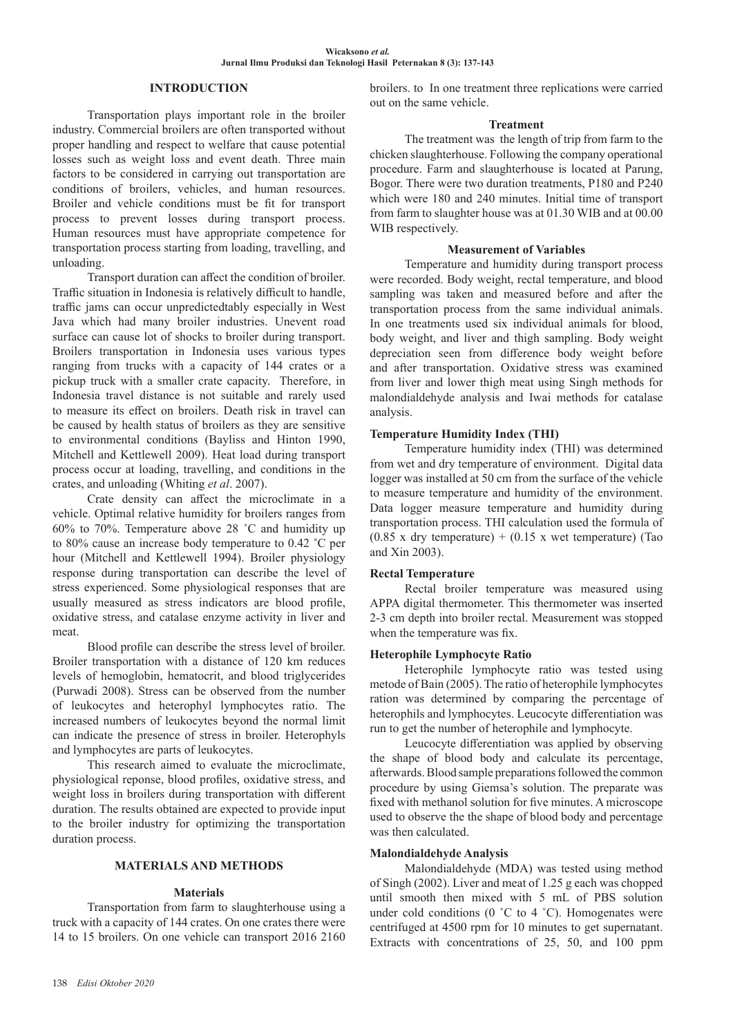## INTRODUCTION

Transportation plays important role in the broiler industry. Commercial broilers are often transported without proper handling and respect to welfare that cause potential losses such as weight loss and event death. Three main factors to be considered in carrying out transportation are conditions of broilers, vehicles, and human resources. Broiler and vehicle conditions must be fit for transport process to prevent losses during transport process. Human resources must have appropriate competence for transportation process starting from loading, travelling, and unloading.

Transport duration can affect the condition of broiler. Traffic situation in Indonesia is relatively difficult to handle, traffic jams can occur unpredictedtably especially in West Java which had many broiler industries. Unevent road surface can cause lot of shocks to broiler during transport. Broilers transportation in Indonesia uses various types ranging from trucks with a capacity of 144 crates or a pickup truck with a smaller crate capacity. Therefore, in Indonesia travel distance is not suitable and rarely used to measure its effect on broilers. Death risk in travel can be caused by health status of broilers as they are sensitive to environmental conditions (Bayliss and Hinton 1990, Mitchell and Kettlewell 2009). Heat load during transport process occur at loading, travelling, and conditions in the crates, and unloading (Whiting *et al*. 2007).

Crate density can affect the microclimate in a vehicle. Optimal relative humidity for broilers ranges from 60% to 70%. Temperature above 28 ˚C and humidity up to 80% cause an increase body temperature to 0.42 ˚C per hour (Mitchell and Kettlewell 1994). Broiler physiology response during transportation can describe the level of stress experienced. Some physiological responses that are usually measured as stress indicators are blood profile, oxidative stress, and catalase enzyme activity in liver and meat.

Blood profile can describe the stress level of broiler. Broiler transportation with a distance of 120 km reduces levels of hemoglobin, hematocrit, and blood triglycerides (Purwadi 2008). Stress can be observed from the number of leukocytes and heterophyl lymphocytes ratio. The increased numbers of leukocytes beyond the normal limit can indicate the presence of stress in broiler. Heterophyls and lymphocytes are parts of leukocytes.

This research aimed to evaluate the microclimate, physiological reponse, blood profiles, oxidative stress, and weight loss in broilers during transportation with different duration. The results obtained are expected to provide input to the broiler industry for optimizing the transportation duration process.

## MATERIALS AND METHODS

### Materials

Transportation from farm to slaughterhouse using a truck with a capacity of 144 crates. On one crates there were 14 to 15 broilers. On one vehicle can transport 2016 2160 broilers. to In one treatment three replications were carried out on the same vehicle.

### Treatment

The treatment was the length of trip from farm to the chicken slaughterhouse. Following the company operational procedure. Farm and slaughterhouse is located at Parung, Bogor. There were two duration treatments, P180 and P240 which were 180 and 240 minutes. Initial time of transport from farm to slaughter house was at 01.30 WIB and at 00.00 WIB respectively.

### Measurement of Variables

Temperature and humidity during transport process were recorded. Body weight, rectal temperature, and blood sampling was taken and measured before and after the transportation process from the same individual animals. In one treatments used six individual animals for blood, body weight, and liver and thigh sampling. Body weight depreciation seen from difference body weight before and after transportation. Oxidative stress was examined from liver and lower thigh meat using Singh methods for malondialdehyde analysis and Iwai methods for catalase analysis.

### Temperature Humidity Index (THI)

Temperature humidity index (THI) was determined from wet and dry temperature of environment. Digital data logger was installed at 50 cm from the surface of the vehicle to measure temperature and humidity of the environment. Data logger measure temperature and humidity during transportation process. THI calculation used the formula of (0.85 x dry temperature) + (0.15 x wet temperature) (Tao and Xin 2003).

### Rectal Temperature

Rectal broiler temperature was measured using APPA digital thermometer. This thermometer was inserted 2-3 cm depth into broiler rectal. Measurement was stopped when the temperature was fix.

### Heterophile Lymphocyte Ratio

Heterophile lymphocyte ratio was tested using metode of Bain (2005). The ratio of heterophile lymphocytes ration was determined by comparing the percentage of heterophils and lymphocytes. Leucocyte differentiation was run to get the number of heterophile and lymphocyte.

Leucocyte differentiation was applied by observing the shape of blood body and calculate its percentage, afterwards. Blood sample preparations followed the common procedure by using Giemsa's solution. The preparate was fixed with methanol solution for five minutes. A microscope used to observe the the shape of blood body and percentage was then calculated.

### Malondialdehyde Analysis

Malondialdehyde (MDA) was tested using method of Singh (2002). Liver and meat of 1.25 g each was chopped until smooth then mixed with 5 mL of PBS solution under cold conditions (0 ˚C to 4 ˚C). Homogenates were centrifuged at 4500 rpm for 10 minutes to get supernatant. Extracts with concentrations of 25, 50, and 100 ppm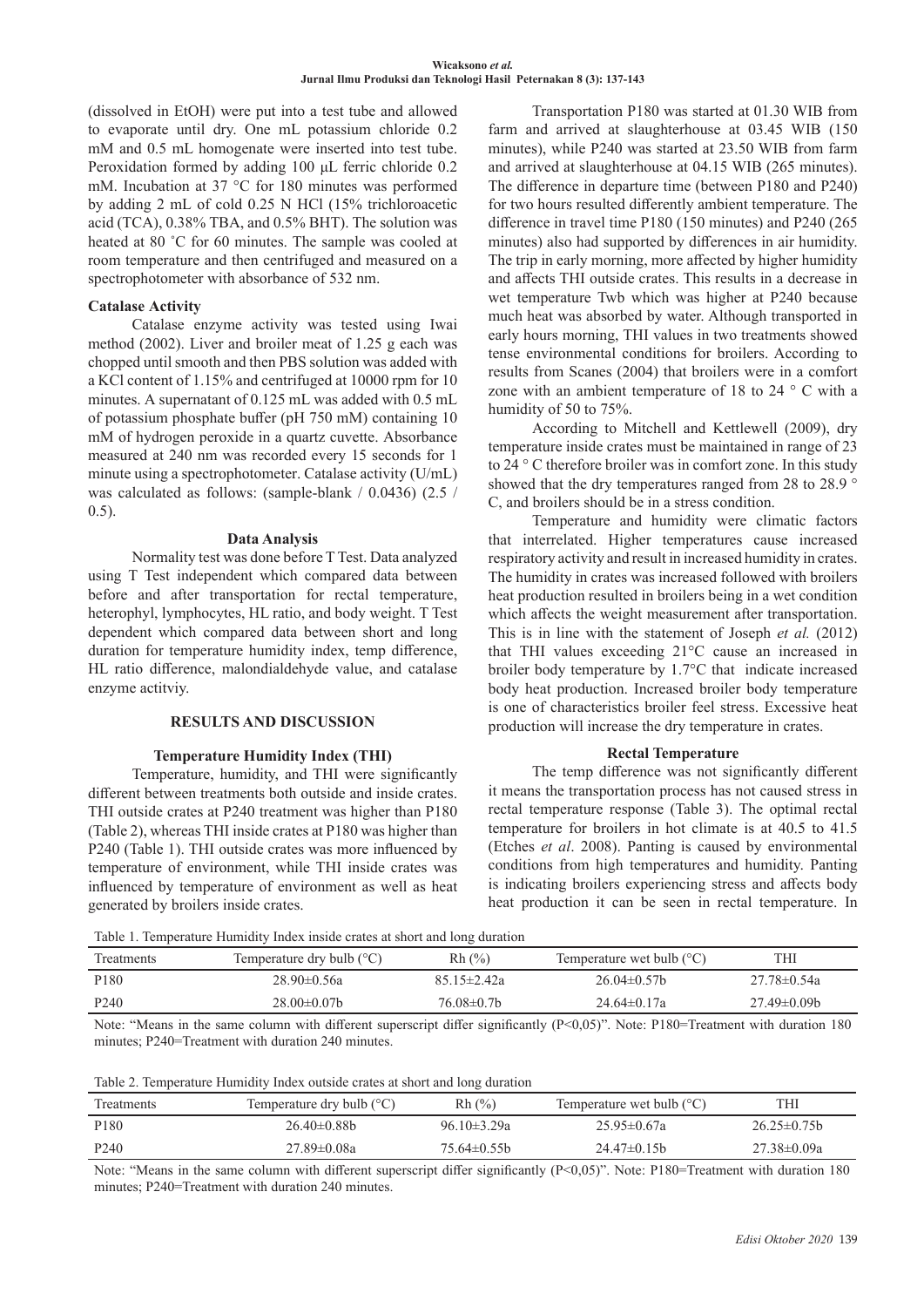(dissolved in EtOH) were put into a test tube and allowed to evaporate until dry. One mL potassium chloride 0.2 mM and 0.5 mL homogenate were inserted into test tube. Peroxidation formed by adding 100 μL ferric chloride 0.2 mM. Incubation at 37 °C for 180 minutes was performed by adding 2 mL of cold 0.25 N HCl (15% trichloroacetic acid (TCA), 0.38% TBA, and 0.5% BHT). The solution was heated at 80 ˚C for 60 minutes. The sample was cooled at room temperature and then centrifuged and measured on a spectrophotometer with absorbance of 532 nm.

### Catalase Activity

Catalase enzyme activity was tested using Iwai method (2002). Liver and broiler meat of 1.25 g each was chopped until smooth and then PBS solution was added with a KCl content of 1.15% and centrifuged at 10000 rpm for 10 minutes. A supernatant of 0.125 mL was added with 0.5 mL of potassium phosphate buffer (pH 750 mM) containing 10 mM of hydrogen peroxide in a quartz cuvette. Absorbance measured at 240 nm was recorded every 15 seconds for 1 minute using a spectrophotometer. Catalase activity (U/mL) was calculated as follows: (sample-blank / 0.0436) (2.5 / 0.5).

### Data Analysis

Normality test was done before T Test. Data analyzed using T Test independent which compared data between before and after transportation for rectal temperature, heterophyl, lymphocytes, HL ratio, and body weight. T Test dependent which compared data between short and long duration for temperature humidity index, temp difference, HL ratio difference, malondialdehyde value, and catalase enzyme actitviy.

## RESULTS AND DISCUSSION

### Temperature Humidity Index (THI)

Temperature, humidity, and THI were significantly different between treatments both outside and inside crates. THI outside crates at P240 treatment was higher than P180 (Table 2), whereas THI inside crates at P180 was higher than P240 (Table 1). THI outside crates was more influenced by temperature of environment, while THI inside crates was influenced by temperature of environment as well as heat generated by broilers inside crates.

Transportation P180 was started at 01.30 WIB from farm and arrived at slaughterhouse at 03.45 WIB (150 minutes), while P240 was started at 23.50 WIB from farm and arrived at slaughterhouse at 04.15 WIB (265 minutes). The difference in departure time (between P180 and P240) for two hours resulted differently ambient temperature. The difference in travel time P180 (150 minutes) and P240 (265 minutes) also had supported by differences in air humidity. The trip in early morning, more affected by higher humidity and affects THI outside crates. This results in a decrease in wet temperature Twb which was higher at P240 because much heat was absorbed by water. Although transported in early hours morning, THI values in two treatments showed tense environmental conditions for broilers. According to results from Scanes (2004) that broilers were in a comfort zone with an ambient temperature of 18 to 24 ° C with a humidity of 50 to 75%.

According to Mitchell and Kettlewell (2009), dry temperature inside crates must be maintained in range of 23 to 24 ° C therefore broiler was in comfort zone. In this study showed that the dry temperatures ranged from 28 to 28.9 ° C, and broilers should be in a stress condition.

Temperature and humidity were climatic factors that interrelated. Higher temperatures cause increased respiratory activity and result in increased humidity in crates. The humidity in crates was increased followed with broilers heat production resulted in broilers being in a wet condition which affects the weight measurement after transportation. This is in line with the statement of Joseph *et al.* (2012) that THI values exceeding 21°C cause an increased in broiler body temperature by 1.7°C that indicate increased body heat production. Increased broiler body temperature is one of characteristics broiler feel stress. Excessive heat production will increase the dry temperature in crates.

### Rectal Temperature

The temp difference was not significantly different it means the transportation process has not caused stress in rectal temperature response (Table 3). The optimal rectal temperature for broilers in hot climate is at 40.5 to 41.5 (Etches *et al*. 2008). Panting is caused by environmental conditions from high temperatures and humidity. Panting is indicating broilers experiencing stress and affects body heat production it can be seen in rectal temperature. In

Table 1. Temperature Humidity Index inside crates at short and long duration

| Treatments | Temperature dry bulb (°C) | Rh (%) | Temperature wet bulb (°C) | THI |
|---|---|---|---|---|
| P180 | 28.90±0.56a | 85.15±2.42a | 26.04±0.57b | 27.78±0.54a |
| P240 | 28.00±0.07b | 76.08±0.7b | 24.64±0.17a | 27.49±0.09b |

Note: "Means in the same column with different superscript differ significantly (P<0,05)". Note: P180=Treatment with duration 180 minutes; P240=Treatment with duration 240 minutes.

Table 2. Temperature Humidity Index outside crates at short and long duration

| Treatments | Temperature dry bulb (°C) | Rh (%) | Temperature wet bulb (°C) | THI |
|---|---|---|---|---|
| P180 | 26.40±0.88b | 96.10±3.29a | 25.95±0.67a | 26.25±0.75b |
| P240 | 27.89±0.08a | 75.64±0.55b | 24.47±0.15b | 27.38±0.09a |

Note: "Means in the same column with different superscript differ significantly (P<0,05)". Note: P180=Treatment with duration 180 minutes; P240=Treatment with duration 240 minutes.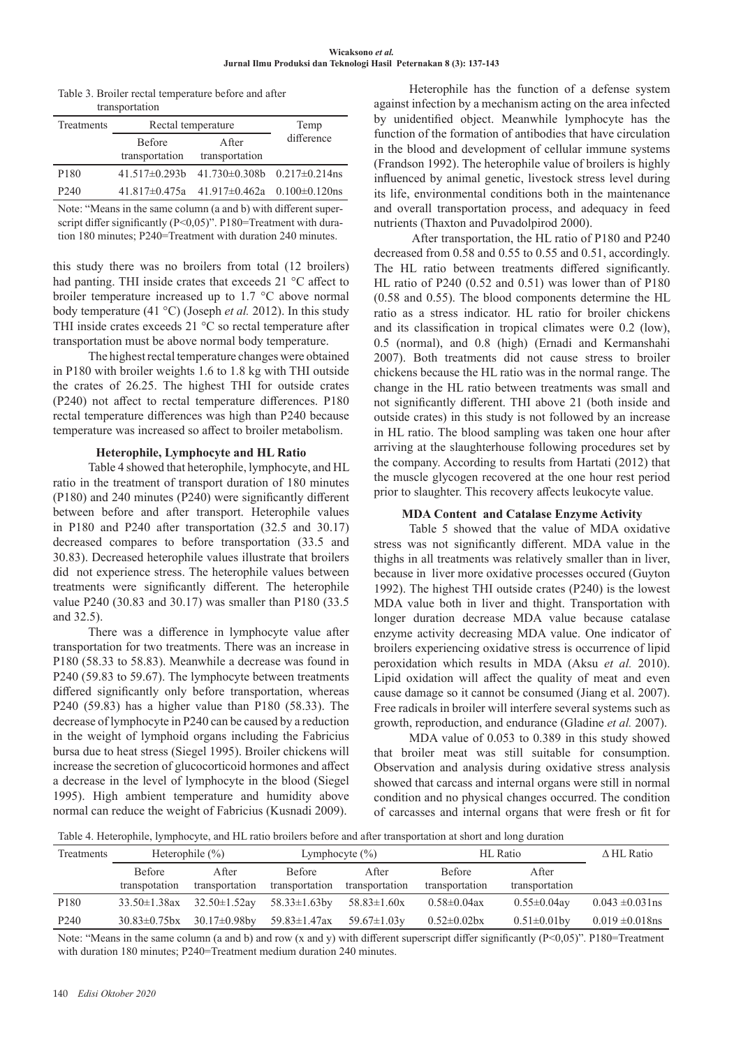Table 3. Broiler rectal temperature before and after transportation

| Treatments | Rectal temperature | | Temp difference |
|---|---|---|---|
| | Before transportation | After transportation | |
| P180 | 41.517±0.293b | 41.730±0.308b | 0.217±0.214ns |
| P240 | 41.817±0.475a | 41.917±0.462a | 0.100±0.120ns |

Note: "Means in the same column (a and b) with different superscript differ significantly (P<0,05)". P180=Treatment with duration 180 minutes; P240=Treatment with duration 240 minutes.

this study there was no broilers from total (12 broilers) had panting. THI inside crates that exceeds 21 °C affect to broiler temperature increased up to 1.7 °C above normal body temperature (41 °C) (Joseph *et al.* 2012). In this study THI inside crates exceeds 21 °C so rectal temperature after transportation must be above normal body temperature.

The highest rectal temperature changes were obtained in P180 with broiler weights 1.6 to 1.8 kg with THI outside the crates of 26.25. The highest THI for outside crates (P240) not affect to rectal temperature differences. P180 rectal temperature differences was high than P240 because temperature was increased so affect to broiler metabolism.

### Heterophile, Lymphocyte and HL Ratio

Table 4 showed that heterophile, lymphocyte, and HL ratio in the treatment of transport duration of 180 minutes (P180) and 240 minutes (P240) were significantly different between before and after transport. Heterophile values in P180 and P240 after transportation (32.5 and 30.17) decreased compares to before transportation (33.5 and 30.83). Decreased heterophile values illustrate that broilers did not experience stress. The heterophile values between treatments were significantly different. The heterophile value P240 (30.83 and 30.17) was smaller than P180 (33.5 and 32.5).

There was a difference in lymphocyte value after transportation for two treatments. There was an increase in P180 (58.33 to 58.83). Meanwhile a decrease was found in P240 (59.83 to 59.67). The lymphocyte between treatments differed significantly only before transportation, whereas P240 (59.83) has a higher value than P180 (58.33). The decrease of lymphocyte in P240 can be caused by a reduction in the weight of lymphoid organs including the Fabricius bursa due to heat stress (Siegel 1995). Broiler chickens will increase the secretion of glucocorticoid hormones and affect a decrease in the level of lymphocyte in the blood (Siegel 1995). High ambient temperature and humidity above normal can reduce the weight of Fabricius (Kusnadi 2009).

Heterophile has the function of a defense system against infection by a mechanism acting on the area infected by unidentified object. Meanwhile lymphocyte has the function of the formation of antibodies that have circulation in the blood and development of cellular immune systems (Frandson 1992). The heterophile value of broilers is highly influenced by animal genetic, livestock stress level during its life, environmental conditions both in the maintenance and overall transportation process, and adequacy in feed nutrients (Thaxton and Puvadolpirod 2000).

After transportation, the HL ratio of P180 and P240 decreased from 0.58 and 0.55 to 0.55 and 0.51, accordingly. The HL ratio between treatments differed significantly. HL ratio of P240 (0.52 and 0.51) was lower than of P180 (0.58 and 0.55). The blood components determine the HL ratio as a stress indicator. HL ratio for broiler chickens and its classification in tropical climates were 0.2 (low), 0.5 (normal), and 0.8 (high) (Ernadi and Kermanshahi 2007). Both treatments did not cause stress to broiler chickens because the HL ratio was in the normal range. The change in the HL ratio between treatments was small and not significantly different. THI above 21 (both inside and outside crates) in this study is not followed by an increase in HL ratio. The blood sampling was taken one hour after arriving at the slaughterhouse following procedures set by the company. According to results from Hartati (2012) that the muscle glycogen recovered at the one hour rest period prior to slaughter. This recovery affects leukocyte value.

### MDA Content and Catalase Enzyme Activity

Table 5 showed that the value of MDA oxidative stress was not significantly different. MDA value in the thighs in all treatments was relatively smaller than in liver, because in liver more oxidative processes occured (Guyton 1992). The highest THI outside crates (P240) is the lowest MDA value both in liver and thight. Transportation with longer duration decrease MDA value because catalase enzyme activity decreasing MDA value. One indicator of broilers experiencing oxidative stress is occurrence of lipid peroxidation which results in MDA (Aksu *et al.* 2010). Lipid oxidation will affect the quality of meat and even cause damage so it cannot be consumed (Jiang et al. 2007). Free radicals in broiler will interfere several systems such as growth, reproduction, and endurance (Gladine *et al.* 2007).

MDA value of 0.053 to 0.389 in this study showed that broiler meat was still suitable for consumption. Observation and analysis during oxidative stress analysis showed that carcass and internal organs were still in normal condition and no physical changes occurred. The condition of carcasses and internal organs that were fresh or fit for

Table 4. Heterophile, lymphocyte, and HL ratio broilers before and after transportation at short and long duration

| Treatments | Heterophile (%) | | Lymphocyte (%) | | HL Ratio | | Δ HL Ratio |
|---|---|---|---|---|---|---|---|
| | Before transpotation | After transportation | Before transportation | After transportation | Before transportation | After transportation | |
| P180 | 33.50±1.38ax | 32.50±1.52ay | 58.33±1.63by | 58.83±1.60x | 0.58±0.04ax | 0.55±0.04ay | 0.043 ±0.031ns |
| P240 | 30.83±0.75bx | 30.17±0.98by | 59.83±1.47ax | 59.67±1.03y | 0.52±0.02bx | 0.51±0.01by | 0.019 ±0.018ns |

Note: "Means in the same column (a and b) and row (x and y) with different superscript differ significantly (P<0,05)". P180=Treatment with duration 180 minutes; P240=Treatment medium duration 240 minutes.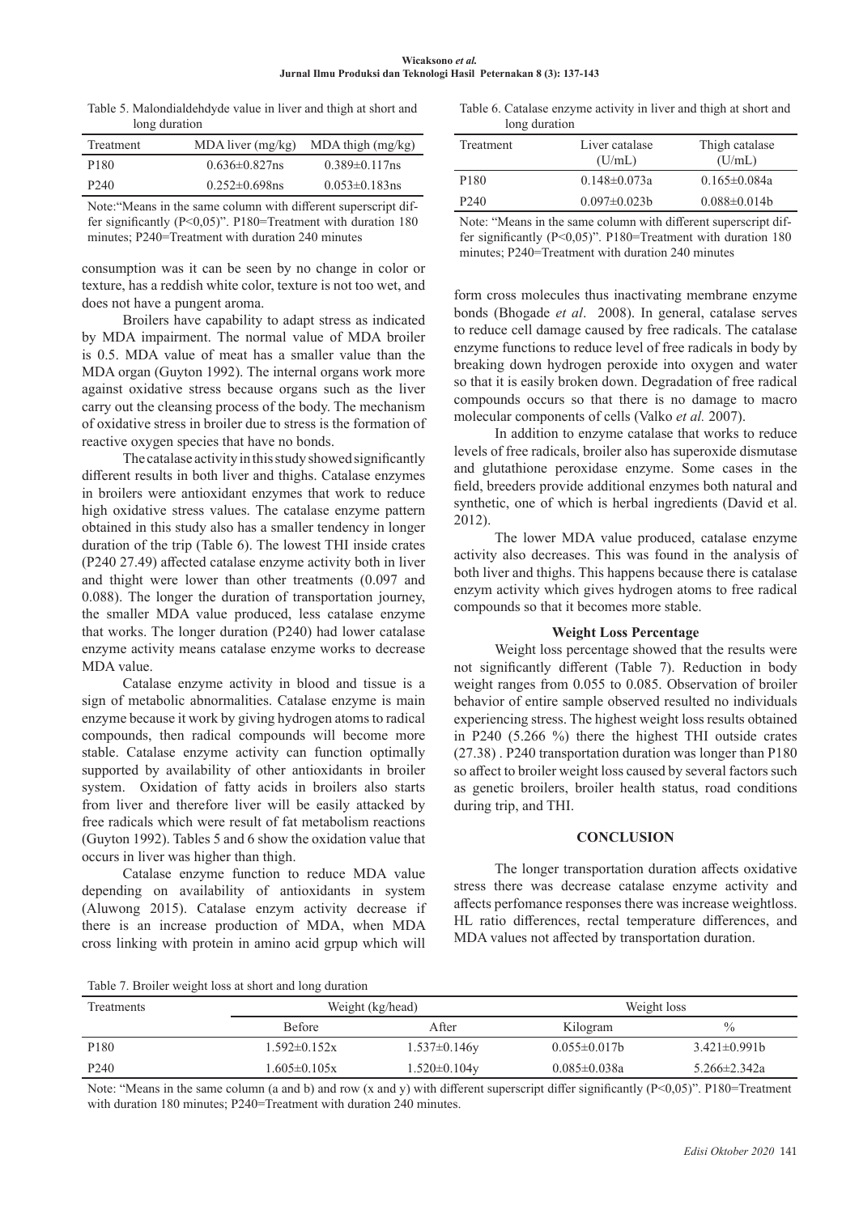Table 5. Malondialdehdyde value in liver and thigh at short and long duration

| Treatment | MDA liver (mg/kg) | MDA thigh (mg/kg) |
|---|---|---|
| P180 | 0.636±0.827ns | 0.389±0.117ns |
| P240 | 0.252±0.698ns | 0.053±0.183ns |

Note:"Means in the same column with different superscript differ significantly (P<0,05)". P180=Treatment with duration 180 minutes; P240=Treatment with duration 240 minutes

Table 6. Catalase enzyme activity in liver and thigh at short and long duration

| Treatment | Liver catalase (U/mL) | Thigh catalase (U/mL) |
|---|---|---|
| P180 | 0.148±0.073a | 0.165±0.084a |
| P240 | 0.097±0.023b | 0.088±0.014b |

Note: "Means in the same column with different superscript differ significantly (P<0,05)". P180=Treatment with duration 180 minutes; P240=Treatment with duration 240 minutes

consumption was it can be seen by no change in color or texture, has a reddish white color, texture is not too wet, and does not have a pungent aroma.

Broilers have capability to adapt stress as indicated by MDA impairment. The normal value of MDA broiler is 0.5. MDA value of meat has a smaller value than the MDA organ (Guyton 1992). The internal organs work more against oxidative stress because organs such as the liver carry out the cleansing process of the body. The mechanism of oxidative stress in broiler due to stress is the formation of reactive oxygen species that have no bonds.

The catalase activity in this study showed significantly different results in both liver and thighs. Catalase enzymes in broilers were antioxidant enzymes that work to reduce high oxidative stress values. The catalase enzyme pattern obtained in this study also has a smaller tendency in longer duration of the trip (Table 6). The lowest THI inside crates (P240 27.49) affected catalase enzyme activity both in liver and thight were lower than other treatments (0.097 and 0.088). The longer the duration of transportation journey, the smaller MDA value produced, less catalase enzyme that works. The longer duration (P240) had lower catalase enzyme activity means catalase enzyme works to decrease MDA value.

Catalase enzyme activity in blood and tissue is a sign of metabolic abnormalities. Catalase enzyme is main enzyme because it work by giving hydrogen atoms to radical compounds, then radical compounds will become more stable. Catalase enzyme activity can function optimally supported by availability of other antioxidants in broiler system. Oxidation of fatty acids in broilers also starts from liver and therefore liver will be easily attacked by free radicals which were result of fat metabolism reactions (Guyton 1992). Tables 5 and 6 show the oxidation value that occurs in liver was higher than thigh.

Catalase enzyme function to reduce MDA value depending on availability of antioxidants in system (Aluwong 2015). Catalase enzym activity decrease if there is an increase production of MDA, when MDA cross linking with protein in amino acid grpup which will form cross molecules thus inactivating membrane enzyme bonds (Bhogade *et al*. 2008). In general, catalase serves to reduce cell damage caused by free radicals. The catalase enzyme functions to reduce level of free radicals in body by breaking down hydrogen peroxide into oxygen and water so that it is easily broken down. Degradation of free radical compounds occurs so that there is no damage to macro molecular components of cells (Valko *et al.* 2007).

In addition to enzyme catalase that works to reduce levels of free radicals, broiler also has superoxide dismutase and glutathione peroxidase enzyme. Some cases in the field, breeders provide additional enzymes both natural and synthetic, one of which is herbal ingredients (David et al. 2012).

The lower MDA value produced, catalase enzyme activity also decreases. This was found in the analysis of both liver and thighs. This happens because there is catalase enzym activity which gives hydrogen atoms to free radical compounds so that it becomes more stable.

### Weight Loss Percentage

Weight loss percentage showed that the results were not significantly different (Table 7). Reduction in body weight ranges from 0.055 to 0.085. Observation of broiler behavior of entire sample observed resulted no individuals experiencing stress. The highest weight loss results obtained in P240 (5.266 %) there the highest THI outside crates (27.38) . P240 transportation duration was longer than P180 so affect to broiler weight loss caused by several factors such as genetic broilers, broiler health status, road conditions during trip, and THI.

## CONCLUSION

The longer transportation duration affects oxidative stress there was decrease catalase enzyme activity and affects perfomance responses there was increase weightloss. HL ratio differences, rectal temperature differences, and MDA values not affected by transportation duration.

Table 7. Broiler weight loss at short and long duration

| Treatments | Weight (kg/head) | | Weight loss | |
|---|---|---|---|---|
| | Before | After | Kilogram | % |
| P180 | 1.592±0.152x | 1.537±0.146y | 0.055±0.017b | 3.421±0.991b |
| P240 | 1.605±0.105x | 1.520±0.104y | 0.085±0.038a | 5.266±2.342a |

Note: "Means in the same column (a and b) and row (x and y) with different superscript differ significantly (P<0,05)". P180=Treatment with duration 180 minutes; P240=Treatment with duration 240 minutes.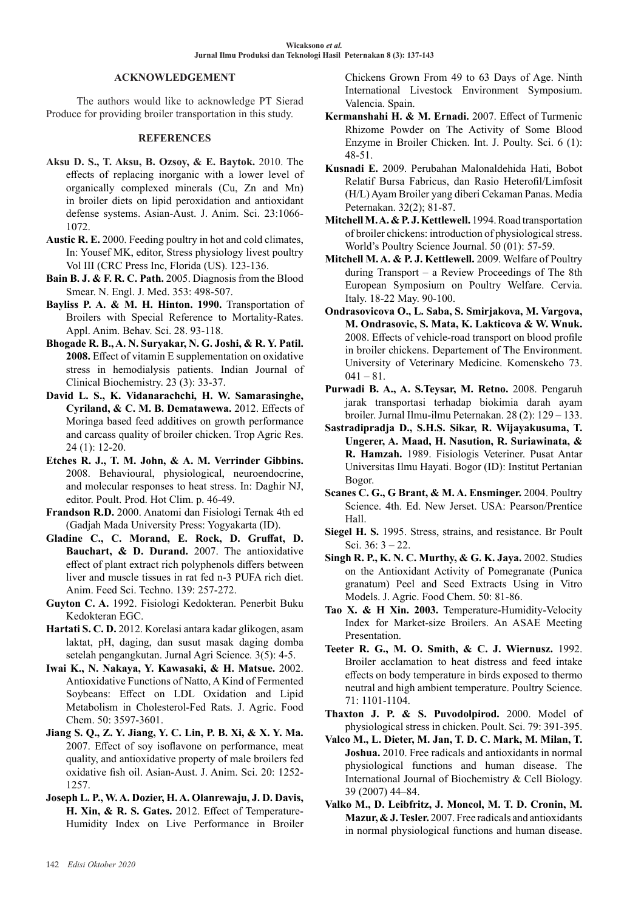## ACKNOWLEDGEMENT

The authors would like to acknowledge PT Sierad Produce for providing broiler transportation in this study.

## REFERENCES

**Aksu D. S., T. Aksu, B. Ozsoy, & E. Baytok.** 2010. The effects of replacing inorganic with a lower level of organically complexed minerals (Cu, Zn and Mn) in broiler diets on lipid peroxidation and antioxidant defense systems. Asian-Aust. J. Anim. Sci. 23:1066-1072.

**Austic R. E.** 2000. Feeding poultry in hot and cold climates, In: Yousef MK, editor, Stress physiology livest poultry Vol III (CRC Press Inc, Florida (US). 123-136.

**Bain B. J. & F. R. C. Path.** 2005. Diagnosis from the Blood Smear. N. Engl. J. Med. 353: 498-507.

**Bayliss P. A. & M. H. Hinton. 1990.** Transportation of Broilers with Special Reference to Mortality-Rates. Appl. Anim. Behav. Sci. 28. 93-118.

**Bhogade R. B., A. N. Suryakar, N. G. Joshi, & R. Y. Patil. 2008.** Effect of vitamin E supplementation on oxidative stress in hemodialysis patients. Indian Journal of Clinical Biochemistry. 23 (3): 33-37.

**David L. S., K. Vidanarachchi, H. W. Samarasinghe, Cyriland, & C. M. B. Dematawewa.** 2012. Effects of Moringa based feed additives on growth performance and carcass quality of broiler chicken. Trop Agric Res. 24 (1): 12-20.

**Etches R. J., T. M. John, & A. M. Verrinder Gibbins.** 2008. Behavioural, physiological, neuroendocrine, and molecular responses to heat stress. In: Daghir NJ, editor. Poult. Prod. Hot Clim. p. 46-49.

**Frandson R.D.** 2000. Anatomi dan Fisiologi Ternak 4th ed (Gadjah Mada University Press: Yogyakarta (ID).

**Gladine C., C. Morand, E. Rock, D. Gruffat, D. Bauchart, & D. Durand.** 2007. The antioxidative effect of plant extract rich polyphenols differs between liver and muscle tissues in rat fed n-3 PUFA rich diet. Anim. Feed Sci. Techno. 139: 257-272.

**Guyton C. A.** 1992. Fisiologi Kedokteran. Penerbit Buku Kedokteran EGC.

**Hartati S. C. D.** 2012. Korelasi antara kadar glikogen, asam laktat, pH, daging, dan susut masak daging domba setelah pengangkutan. Jurnal Agri Science*.* 3(5): 4-5.

**Iwai K., N. Nakaya, Y. Kawasaki, & H. Matsue.** 2002. Antioxidative Functions of Natto, A Kind of Fermented Soybeans: Effect on LDL Oxidation and Lipid Metabolism in Cholesterol-Fed Rats. J. Agric. Food Chem. 50: 3597-3601.

**Jiang S. Q., Z. Y. Jiang, Y. C. Lin, P. B. Xi, & X. Y. Ma.** 2007. Effect of soy isoflavone on performance, meat quality, and antioxidative property of male broilers fed oxidative fish oil. Asian-Aust. J. Anim. Sci. 20: 1252-1257.

**Joseph L. P., W. A. Dozier, H. A. Olanrewaju, J. D. Davis, H. Xin, & R. S. Gates.** 2012. Effect of Temperature-Humidity Index on Live Performance in Broiler Chickens Grown From 49 to 63 Days of Age. Ninth International Livestock Environment Symposium. Valencia. Spain.

**Kermanshahi H. & M. Ernadi.** 2007. Effect of Turmenic Rhizome Powder on The Activity of Some Blood Enzyme in Broiler Chicken. Int. J. Poulty. Sci. 6 (1): 48-51.

**Kusnadi E.** 2009. Perubahan Malonaldehida Hati, Bobot Relatif Bursa Fabricus, dan Rasio Heterofil/Limfosit (H/L) Ayam Broiler yang diberi Cekaman Panas. Media Peternakan. 32(2); 81-87.

**Mitchell M. A. & P. J. Kettlewell.** 1994. Road transportation of broiler chickens: introduction of physiological stress. World's Poultry Science Journal. 50 (01): 57-59.

**Mitchell M. A. & P. J. Kettlewell.** 2009. Welfare of Poultry during Transport – a Review Proceedings of The 8th European Symposium on Poultry Welfare. Cervia. Italy. 18-22 May. 90-100.

**Ondrasovicova O., L. Saba, S. Smirjakova, M. Vargova, M. Ondrasovic, S. Mata, K. Lakticova & W. Wnuk.** 2008. Effects of vehicle-road transport on blood profile in broiler chickens. Departement of The Environment. University of Veterinary Medicine. Komenskeho 73. 041 – 81.

**Purwadi B. A., A. S.Teysar, M. Retno.** 2008. Pengaruh jarak transportasi terhadap biokimia darah ayam broiler. Jurnal Ilmu-ilmu Peternakan. 28 (2): 129 – 133.

**Sastradipradja D., S.H.S. Sikar, R. Wijayakusuma, T. Ungerer, A. Maad, H. Nasution, R. Suriawinata, & R. Hamzah.** 1989. Fisiologis Veteriner. Pusat Antar Universitas Ilmu Hayati. Bogor (ID): Institut Pertanian Bogor.

**Scanes C. G., G Brant, & M. A. Ensminger.** 2004. Poultry Science. 4th. Ed. New Jerset. USA: Pearson/Prentice Hall.

**Siegel H. S.** 1995. Stress, strains, and resistance. Br Poult Sci. 36: 3 – 22.

**Singh R. P., K. N. C. Murthy, & G. K. Jaya.** 2002. Studies on the Antioxidant Activity of Pomegranate (Punica granatum) Peel and Seed Extracts Using in Vitro Models. J. Agric. Food Chem. 50: 81-86.

**Tao X. & H Xin. 2003.** Temperature-Humidity-Velocity Index for Market-size Broilers. An ASAE Meeting Presentation.

**Teeter R. G., M. O. Smith, & C. J. Wiernusz.** 1992. Broiler acclamation to heat distress and feed intake effects on body temperature in birds exposed to thermo neutral and high ambient temperature. Poultry Science. 71: 1101-1104.

**Thaxton J. P. & S. Puvodolpirod.** 2000. Model of physiological stress in chicken. Poult. Sci. 79: 391-395.

**Valco M., L. Dieter, M. Jan, T. D. C. Mark, M. Milan, T. Joshua.** 2010. Free radicals and antioxidants in normal physiological functions and human disease. The International Journal of Biochemistry & Cell Biology. 39 (2007) 44–84.

**Valko M., D. Leibfritz, J. Moncol, M. T. D. Cronin, M. Mazur, & J. Tesler.** 2007. Free radicals and antioxidants in normal physiological functions and human disease.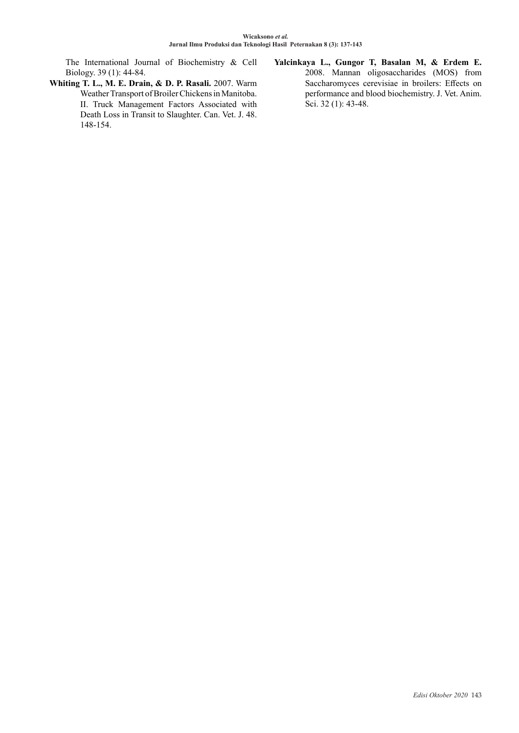The International Journal of Biochemistry & Cell Biology. 39 (1): 44-84.

**Whiting T. L., M. E. Drain, & D. P. Rasali.** 2007. Warm Weather Transport of Broiler Chickens in Manitoba. II. Truck Management Factors Associated with Death Loss in Transit to Slaughter. Can. Vet. J. 48. 148-154.

**Yalcinkaya L., Gungor T, Basalan M, & Erdem E.** 2008. Mannan oligosaccharides (MOS) from Saccharomyces cerevisiae in broilers: Effects on performance and blood biochemistry. J. Vet. Anim. Sci. 32 (1): 43-48.